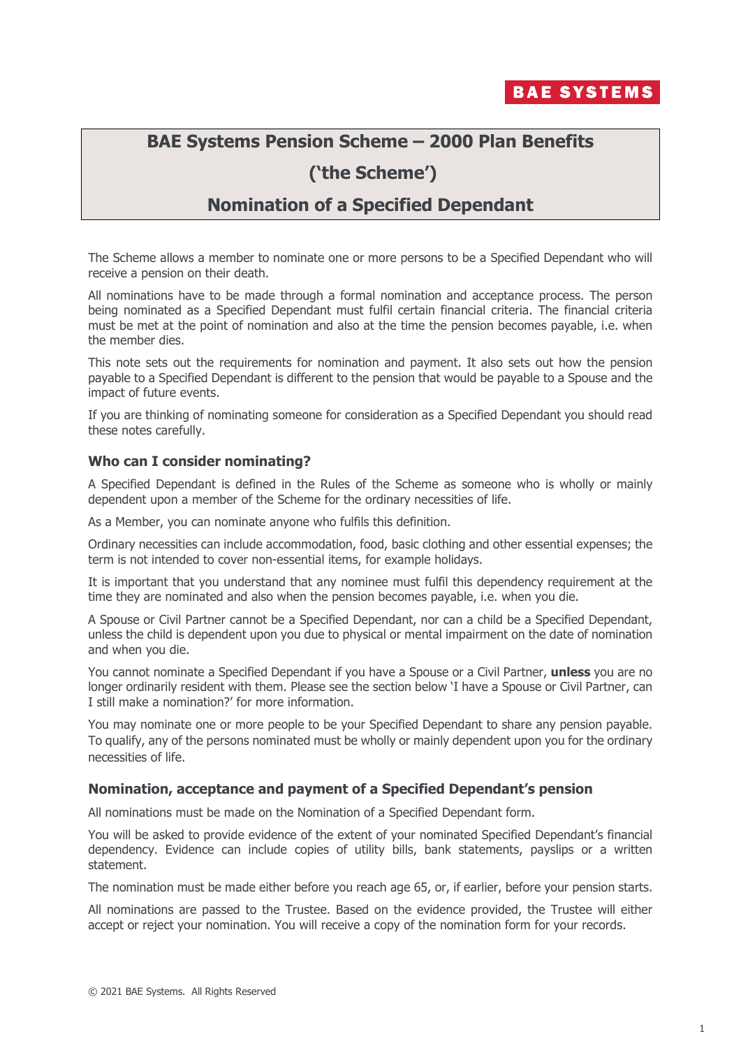BAE SYSTEMS

# BAE Systems Pension Scheme – 2000 Plan Benefits

# ('the Scheme')

# Nomination of a Specified Dependant

The Scheme allows a member to nominate one or more persons to be a Specified Dependant who will receive a pension on their death.

All nominations have to be made through a formal nomination and acceptance process. The person being nominated as a Specified Dependant must fulfil certain financial criteria. The financial criteria must be met at the point of nomination and also at the time the pension becomes payable, i.e. when the member dies.

This note sets out the requirements for nomination and payment. It also sets out how the pension payable to a Specified Dependant is different to the pension that would be payable to a Spouse and the impact of future events.

If you are thinking of nominating someone for consideration as a Specified Dependant you should read these notes carefully.

### Who can I consider nominating?

A Specified Dependant is defined in the Rules of the Scheme as someone who is wholly or mainly dependent upon a member of the Scheme for the ordinary necessities of life.

As a Member, you can nominate anyone who fulfils this definition.

Ordinary necessities can include accommodation, food, basic clothing and other essential expenses; the term is not intended to cover non-essential items, for example holidays.

It is important that you understand that any nominee must fulfil this dependency requirement at the time they are nominated and also when the pension becomes payable, i.e. when you die.

A Spouse or Civil Partner cannot be a Specified Dependant, nor can a child be a Specified Dependant, unless the child is dependent upon you due to physical or mental impairment on the date of nomination and when you die.

You cannot nominate a Specified Dependant if you have a Spouse or a Civil Partner, **unless** you are no longer ordinarily resident with them. Please see the section below 'I have a Spouse or Civil Partner, can I still make a nomination?' for more information.

You may nominate one or more people to be your Specified Dependant to share any pension payable. To qualify, any of the persons nominated must be wholly or mainly dependent upon you for the ordinary necessities of life.

### Nomination, acceptance and payment of a Specified Dependant's pension

All nominations must be made on the Nomination of a Specified Dependant form.

You will be asked to provide evidence of the extent of your nominated Specified Dependant's financial dependency. Evidence can include copies of utility bills, bank statements, payslips or a written statement.

The nomination must be made either before you reach age 65, or, if earlier, before your pension starts.

All nominations are passed to the Trustee. Based on the evidence provided, the Trustee will either accept or reject your nomination. You will receive a copy of the nomination form for your records.

© 2021 BAE Systems. All Rights Reserved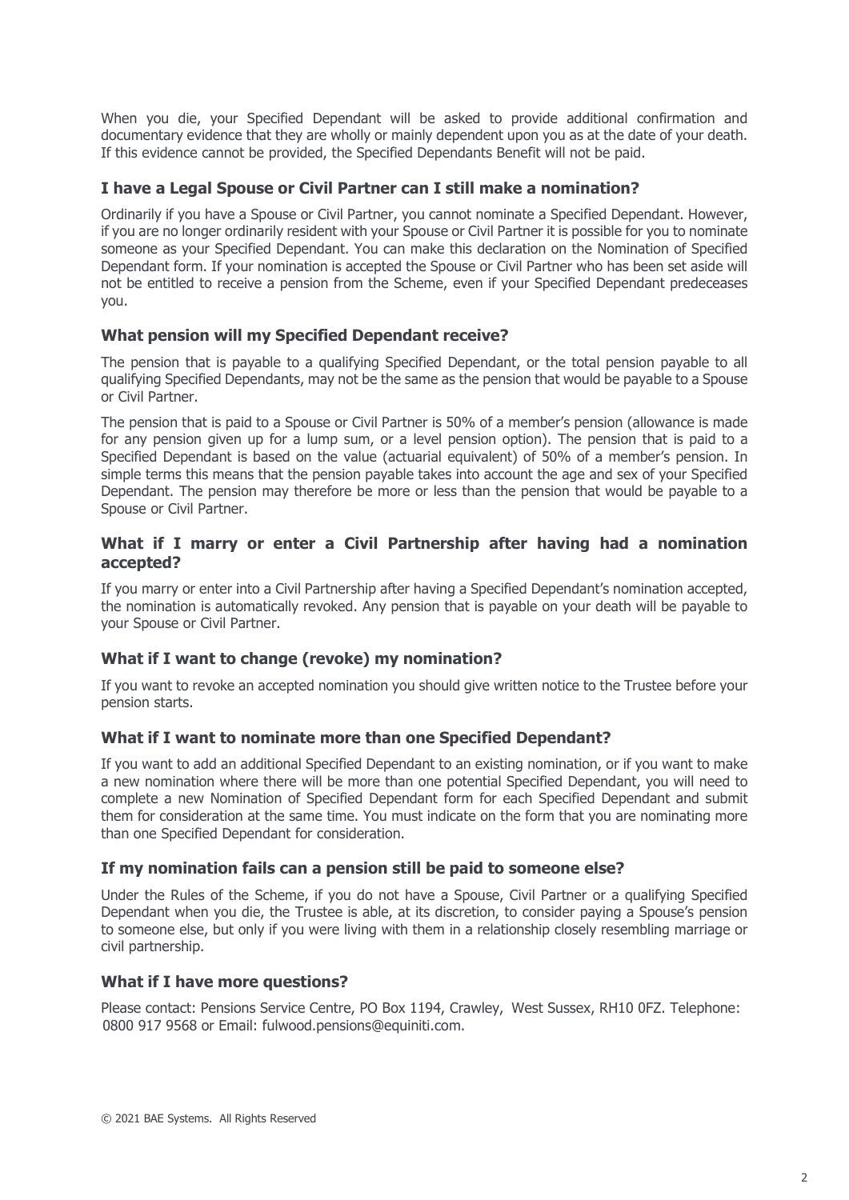When you die, your Specified Dependant will be asked to provide additional confirmation and documentary evidence that they are wholly or mainly dependent upon you as at the date of your death. If this evidence cannot be provided, the Specified Dependants Benefit will not be paid.

### I have a Legal Spouse or Civil Partner can I still make a nomination?

Ordinarily if you have a Spouse or Civil Partner, you cannot nominate a Specified Dependant. However, if you are no longer ordinarily resident with your Spouse or Civil Partner it is possible for you to nominate someone as your Specified Dependant. You can make this declaration on the Nomination of Specified Dependant form. If your nomination is accepted the Spouse or Civil Partner who has been set aside will not be entitled to receive a pension from the Scheme, even if your Specified Dependant predeceases you.

### What pension will my Specified Dependant receive?

The pension that is payable to a qualifying Specified Dependant, or the total pension payable to all qualifying Specified Dependants, may not be the same as the pension that would be payable to a Spouse or Civil Partner.

The pension that is paid to a Spouse or Civil Partner is 50% of a member's pension (allowance is made for any pension given up for a lump sum, or a level pension option). The pension that is paid to a Specified Dependant is based on the value (actuarial equivalent) of 50% of a member's pension. In simple terms this means that the pension payable takes into account the age and sex of your Specified Dependant. The pension may therefore be more or less than the pension that would be payable to a Spouse or Civil Partner.

### What if I marry or enter a Civil Partnership after having had a nomination accepted?

If you marry or enter into a Civil Partnership after having a Specified Dependant's nomination accepted, the nomination is automatically revoked. Any pension that is payable on your death will be payable to your Spouse or Civil Partner.

### What if I want to change (revoke) my nomination?

If you want to revoke an accepted nomination you should give written notice to the Trustee before your pension starts.

### What if I want to nominate more than one Specified Dependant?

If you want to add an additional Specified Dependant to an existing nomination, or if you want to make a new nomination where there will be more than one potential Specified Dependant, you will need to complete a new Nomination of Specified Dependant form for each Specified Dependant and submit them for consideration at the same time. You must indicate on the form that you are nominating more than one Specified Dependant for consideration.

### If my nomination fails can a pension still be paid to someone else?

Under the Rules of the Scheme, if you do not have a Spouse, Civil Partner or a qualifying Specified Dependant when you die, the Trustee is able, at its discretion, to consider paying a Spouse's pension to someone else, but only if you were living with them in a relationship closely resembling marriage or civil partnership.

### What if I have more questions?

Please contact: Pensions Service Centre, PO Box 1194, Crawley, West Sussex, RH10 0FZ. Telephone: 0800 917 9568 or Email: fulwood.pensions@equiniti.com.

© 2021 BAE Systems. All Rights Reserved